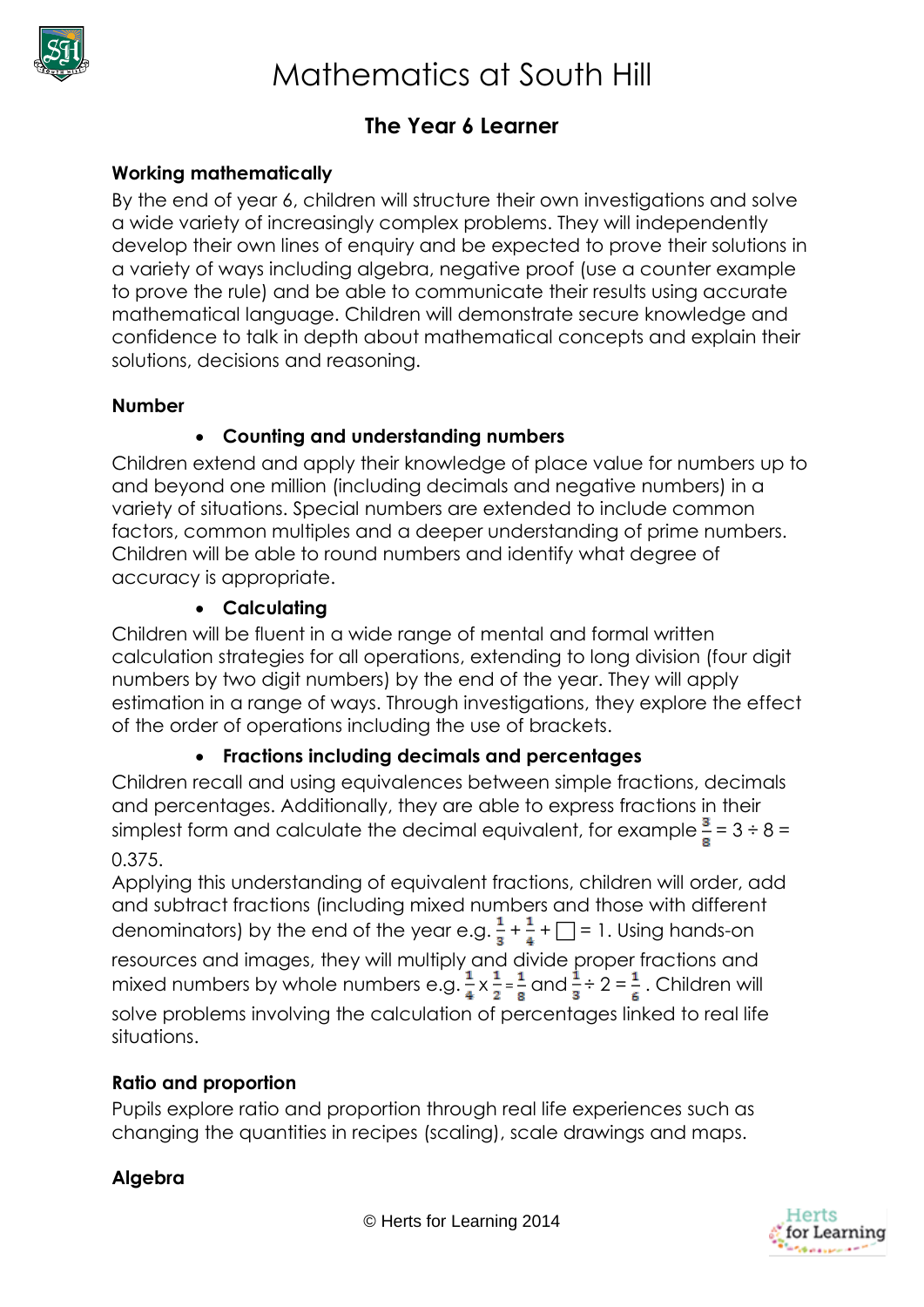# Mathematics at South Hill

## The Year 6 Learner

**Working mathematically**

By the end of year 6, children will structure their own investigations and solve a wide variety of increasingly complex problems. They will independently develop their own lines of enquiry and be expected to prove their solutions in a variety of ways including algebra, negative proof (use a counter example to prove the rule) and be able to communicate their results using accurate mathematical language. Children will demonstrate secure knowledge and confidence to talk in depth about mathematical concepts and explain their solutions, decisions and reasoning.

**Number**

- **Counting and understanding numbers**

Children extend and apply their knowledge of place value for numbers up to and beyond one million (including decimals and negative numbers) in a variety of situations. Special numbers are extended to include common factors, common multiples and a deeper understanding of prime numbers. Children will be able to round numbers and identify what degree of accuracy is appropriate.

- **Calculating**

Children will be fluent in a wide range of mental and formal written calculation strategies for all operations, extending to long division (four digit numbers by two digit numbers) by the end of the year. They will apply estimation in a range of ways. Through investigations, they explore the effect of the order of operations including the use of brackets.

- **Fractions including decimals and percentages**

Children recall and using equivalences between simple fractions, decimals and percentages. Additionally, they are able to express fractions in their simplest form and calculate the decimal equivalent, for example $\frac{3}{8} = 3 \div 8 = 0.375$.

Applying this understanding of equivalent fractions, children will order, add and subtract fractions (including mixed numbers and those with different denominators) by the end of the year e.g. $\frac{1}{3} + \frac{1}{4} + \square = 1$. Using hands-on resources and images, they will multiply and divide proper fractions and mixed numbers by whole numbers e.g. $\frac{1}{4} \times \frac{1}{2} = \frac{1}{8}$ and $\frac{1}{3} \div 2 = \frac{1}{6}$. Children will solve problems involving the calculation of percentages linked to real life situations.

**Ratio and proportion**

Pupils explore ratio and proportion through real life experiences such as changing the quantities in recipes (scaling), scale drawings and maps.

**Algebra**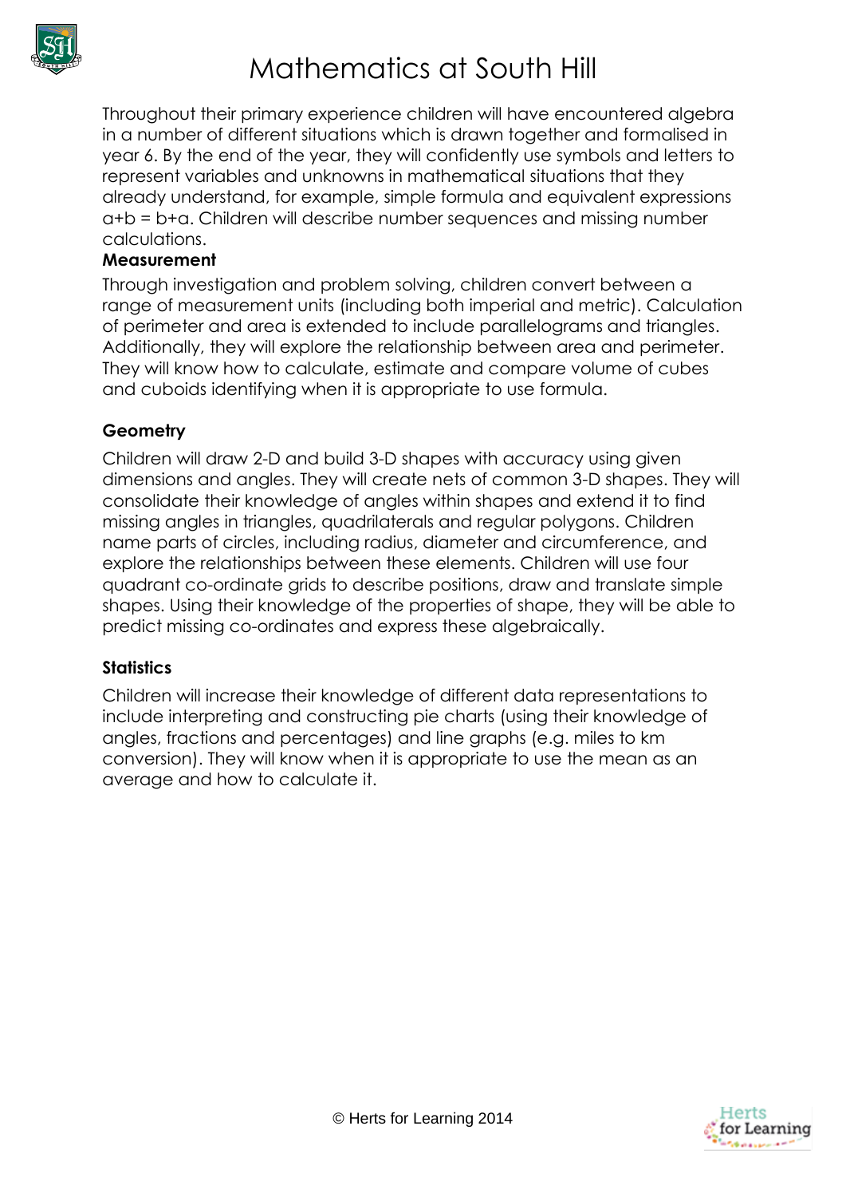# Mathematics at South Hill

Throughout their primary experience children will have encountered algebra in a number of different situations which is drawn together and formalised in year 6. By the end of the year, they will confidently use symbols and letters to represent variables and unknowns in mathematical situations that they already understand, for example, simple formula and equivalent expressions $a+b = b+a$. Children will describe number sequences and missing number calculations.

**Measurement**

Through investigation and problem solving, children convert between a range of measurement units (including both imperial and metric). Calculation of perimeter and area is extended to include parallelograms and triangles. Additionally, they will explore the relationship between area and perimeter. They will know how to calculate, estimate and compare volume of cubes and cuboids identifying when it is appropriate to use formula.

**Geometry**

Children will draw 2-D and build 3-D shapes with accuracy using given dimensions and angles. They will create nets of common 3-D shapes. They will consolidate their knowledge of angles within shapes and extend it to find missing angles in triangles, quadrilaterals and regular polygons. Children name parts of circles, including radius, diameter and circumference, and explore the relationships between these elements. Children will use four quadrant co-ordinate grids to describe positions, draw and translate simple shapes. Using their knowledge of the properties of shape, they will be able to predict missing co-ordinates and express these algebraically.

**Statistics**

Children will increase their knowledge of different data representations to include interpreting and constructing pie charts (using their knowledge of angles, fractions and percentages) and line graphs (e.g. miles to km conversion). They will know when it is appropriate to use the mean as an average and how to calculate it.